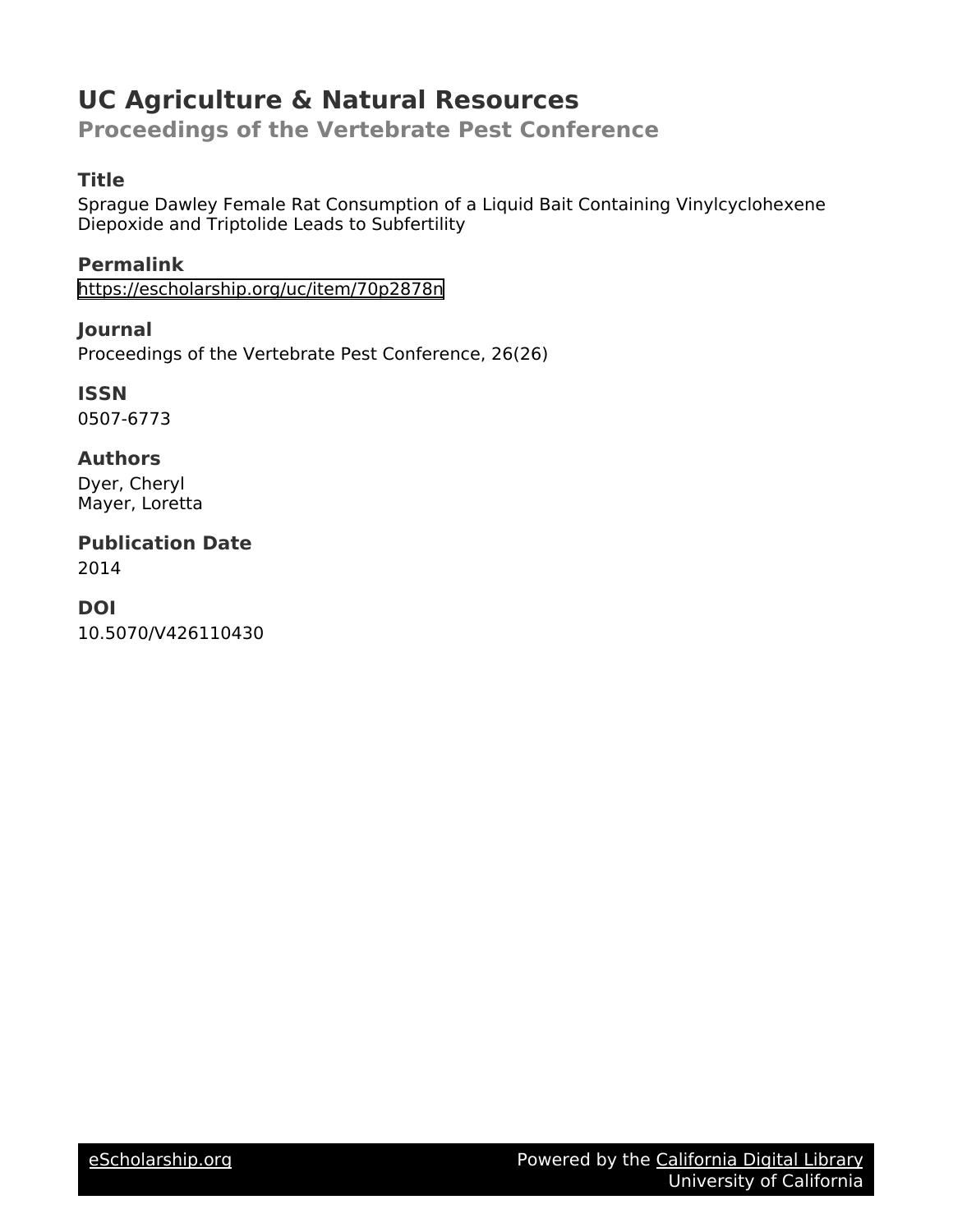# UC Agriculture & Natural Resources

## Proceedings of the Vertebrate Pest Conference

### Title

Sprague Dawley Female Rat Consumption of a Liquid Bait Containing Vinylcyclohexene Diepoxide and Triptolide Leads to Subfertility

### Permalink

https://escholarship.org/uc/item/70p2878n

### Journal

Proceedings of the Vertebrate Pest Conference, 26(26)

### ISSN

0507-6773

### Authors

Dyer, Cheryl
Mayer, Loretta

### Publication Date

2014

### DOI

10.5070/V426110430

eScholarship.org | Powered by the California Digital Library, University of California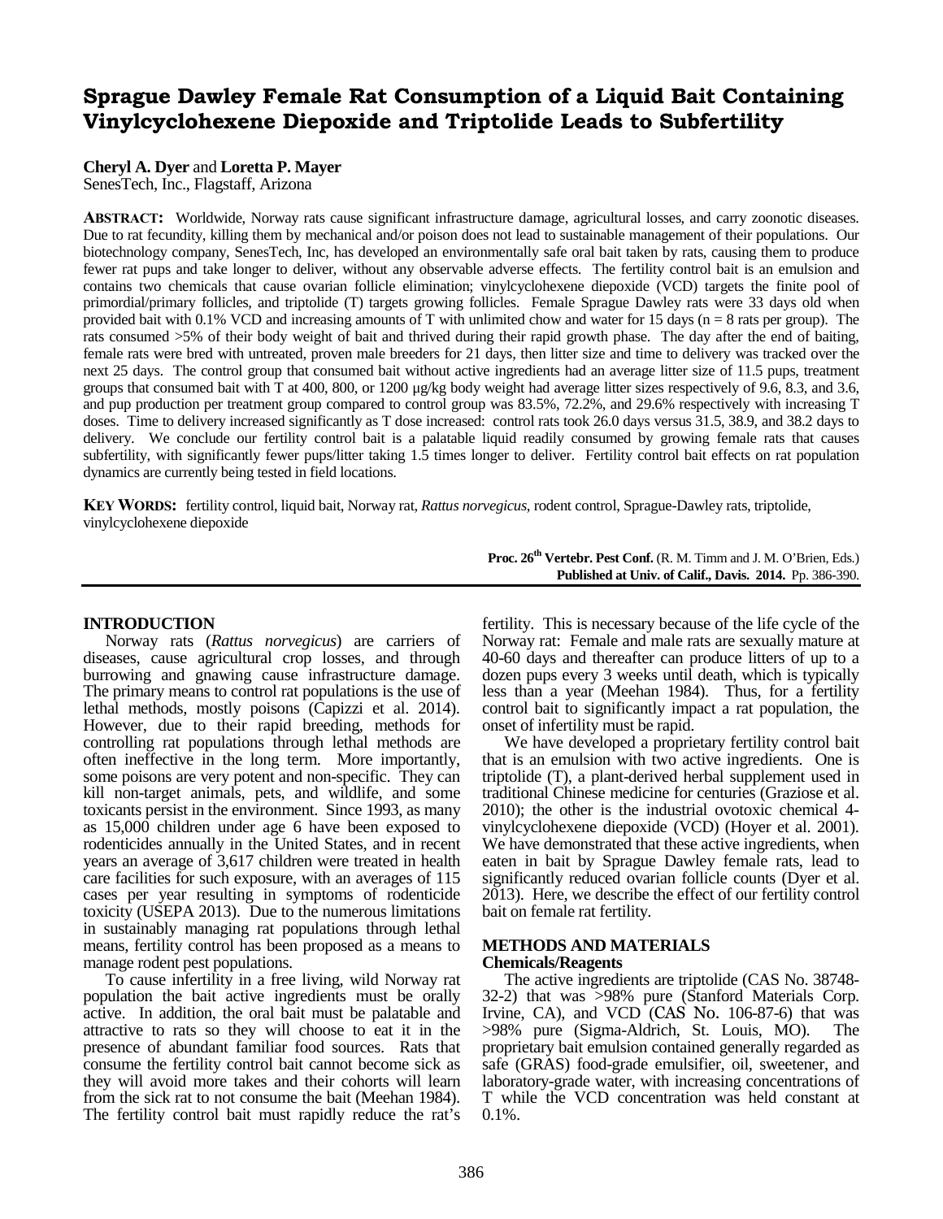# Sprague Dawley Female Rat Consumption of a Liquid Bait Containing Vinylcyclohexene Diepoxide and Triptolide Leads to Subfertility

**Cheryl A. Dyer** and **Loretta P. Mayer**
SenesTech, Inc., Flagstaff, Arizona

**ABSTRACT:** Worldwide, Norway rats cause significant infrastructure damage, agricultural losses, and carry zoonotic diseases. Due to rat fecundity, killing them by mechanical and/or poison does not lead to sustainable management of their populations. Our biotechnology company, SenesTech, Inc, has developed an environmentally safe oral bait taken by rats, causing them to produce fewer rat pups and take longer to deliver, without any observable adverse effects. The fertility control bait is an emulsion and contains two chemicals that cause ovarian follicle elimination; vinylcyclohexene diepoxide (VCD) targets the finite pool of primordial/primary follicles, and triptolide (T) targets growing follicles. Female Sprague Dawley rats were 33 days old when provided bait with 0.1% VCD and increasing amounts of T with unlimited chow and water for 15 days (n = 8 rats per group). The rats consumed >5% of their body weight of bait and thrived during their rapid growth phase. The day after the end of baiting, female rats were bred with untreated, proven male breeders for 21 days, then litter size and time to delivery was tracked over the next 25 days. The control group that consumed bait without active ingredients had an average litter size of 11.5 pups, treatment groups that consumed bait with T at 400, 800, or 1200 µg/kg body weight had average litter sizes respectively of 9.6, 8.3, and 3.6, and pup production per treatment group compared to control group was 83.5%, 72.2%, and 29.6% respectively with increasing T doses. Time to delivery increased significantly as T dose increased: control rats took 26.0 days versus 31.5, 38.9, and 38.2 days to delivery. We conclude our fertility control bait is a palatable liquid readily consumed by growing female rats that causes subfertility, with significantly fewer pups/litter taking 1.5 times longer to deliver. Fertility control bait effects on rat population dynamics are currently being tested in field locations.

**KEY WORDS:** fertility control, liquid bait, Norway rat, *Rattus norvegicus*, rodent control, Sprague-Dawley rats, triptolide, vinylcyclohexene diepoxide

**Proc. 26th Vertebr. Pest Conf.** (R. M. Timm and J. M. O'Brien, Eds.)
**Published at Univ. of Calif., Davis. 2014.** Pp. 386-390.

## INTRODUCTION

Norway rats (*Rattus norvegicus*) are carriers of diseases, cause agricultural crop losses, and through burrowing and gnawing cause infrastructure damage. The primary means to control rat populations is the use of lethal methods, mostly poisons (Capizzi et al. 2014). However, due to their rapid breeding, methods for controlling rat populations through lethal methods are often ineffective in the long term. More importantly, some poisons are very potent and non-specific. They can kill non-target animals, pets, and wildlife, and some toxicants persist in the environment. Since 1993, as many as 15,000 children under age 6 have been exposed to rodenticides annually in the United States, and in recent years an average of 3,617 children were treated in health care facilities for such exposure, with an averages of 115 cases per year resulting in symptoms of rodenticide toxicity (USEPA 2013). Due to the numerous limitations in sustainably managing rat populations through lethal means, fertility control has been proposed as a means to manage rodent pest populations.

To cause infertility in a free living, wild Norway rat population the bait active ingredients must be orally active. In addition, the oral bait must be palatable and attractive to rats so they will choose to eat it in the presence of abundant familiar food sources. Rats that consume the fertility control bait cannot become sick as they will avoid more takes and their cohorts will learn from the sick rat to not consume the bait (Meehan 1984). The fertility control bait must rapidly reduce the rat's fertility. This is necessary because of the life cycle of the Norway rat: Female and male rats are sexually mature at 40-60 days and thereafter can produce litters of up to a dozen pups every 3 weeks until death, which is typically less than a year (Meehan 1984). Thus, for a fertility control bait to significantly impact a rat population, the onset of infertility must be rapid.

We have developed a proprietary fertility control bait that is an emulsion with two active ingredients. One is triptolide (T), a plant-derived herbal supplement used in traditional Chinese medicine for centuries (Graziose et al. 2010); the other is the industrial ovotoxic chemical 4-vinylcyclohexene diepoxide (VCD) (Hoyer et al. 2001). We have demonstrated that these active ingredients, when eaten in bait by Sprague Dawley female rats, lead to significantly reduced ovarian follicle counts (Dyer et al. 2013). Here, we describe the effect of our fertility control bait on female rat fertility.

## METHODS AND MATERIALS

### Chemicals/Reagents

The active ingredients are triptolide (CAS No. 38748-32-2) that was >98% pure (Stanford Materials Corp. Irvine, CA), and VCD (CAS No. 106-87-6) that was >98% pure (Sigma-Aldrich, St. Louis, MO). The proprietary bait emulsion contained generally regarded as safe (GRAS) food-grade emulsifier, oil, sweetener, and laboratory-grade water, with increasing concentrations of T while the VCD concentration was held constant at 0.1%.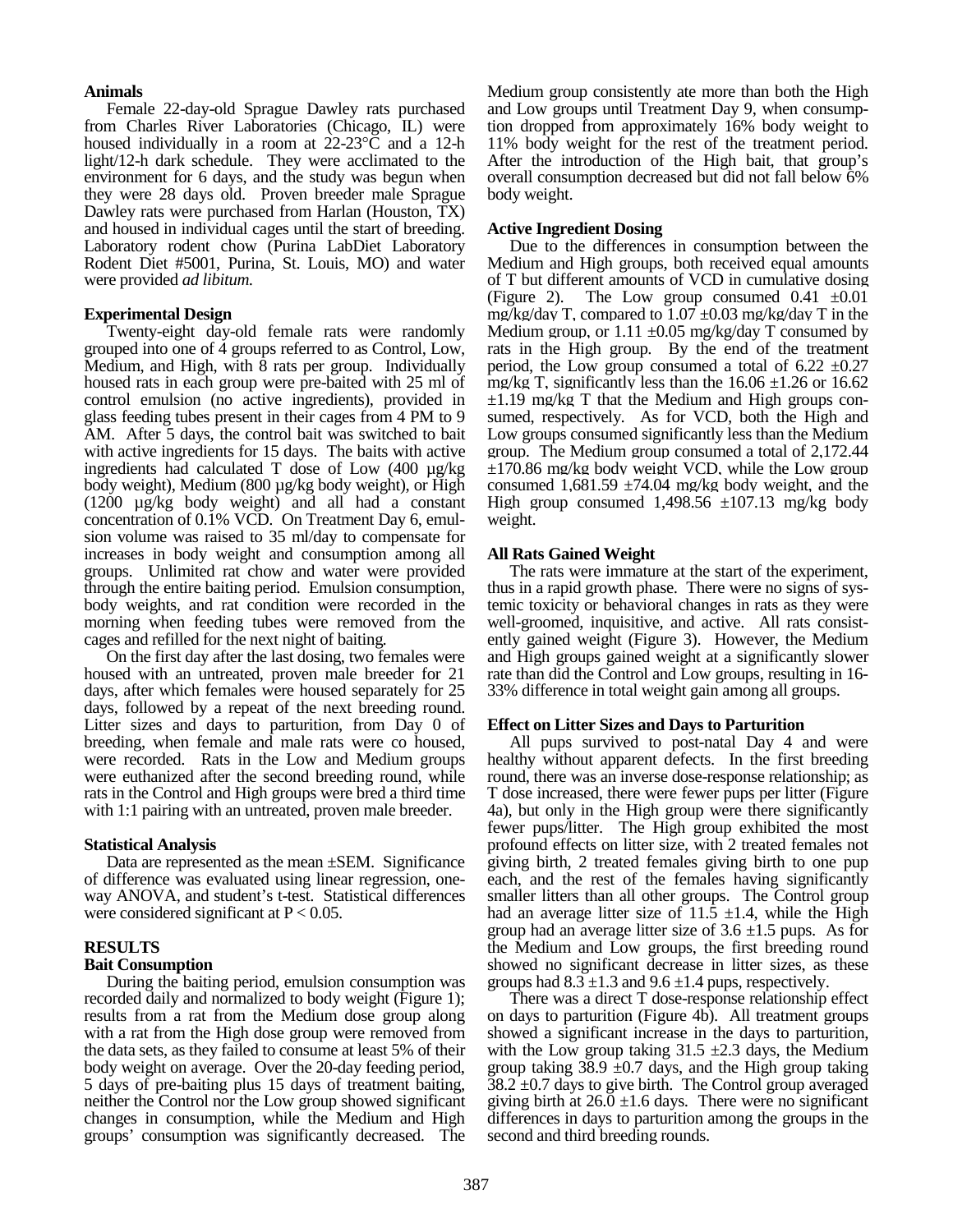**Animals**

Female 22-day-old Sprague Dawley rats purchased from Charles River Laboratories (Chicago, IL) were housed individually in a room at 22-23°C and a 12-h light/12-h dark schedule. They were acclimated to the environment for 6 days, and the study was begun when they were 28 days old. Proven breeder male Sprague Dawley rats were purchased from Harlan (Houston, TX) and housed in individual cages until the start of breeding. Laboratory rodent chow (Purina LabDiet Laboratory Rodent Diet #5001, Purina, St. Louis, MO) and water were provided *ad libitum.*

**Experimental Design**

Twenty-eight day-old female rats were randomly grouped into one of 4 groups referred to as Control, Low, Medium, and High, with 8 rats per group. Individually housed rats in each group were pre-baited with 25 ml of control emulsion (no active ingredients), provided in glass feeding tubes present in their cages from 4 PM to 9 AM. After 5 days, the control bait was switched to bait with active ingredients for 15 days. The baits with active ingredients had calculated T dose of Low (400 µg/kg body weight), Medium (800 µg/kg body weight), or High (1200 µg/kg body weight) and all had a constant concentration of 0.1% VCD. On Treatment Day 6, emulsion volume was raised to 35 ml/day to compensate for increases in body weight and consumption among all groups. Unlimited rat chow and water were provided through the entire baiting period. Emulsion consumption, body weights, and rat condition were recorded in the morning when feeding tubes were removed from the cages and refilled for the next night of baiting.

On the first day after the last dosing, two females were housed with an untreated, proven male breeder for 21 days, after which females were housed separately for 25 days, followed by a repeat of the next breeding round. Litter sizes and days to parturition, from Day 0 of breeding, when female and male rats were co housed, were recorded. Rats in the Low and Medium groups were euthanized after the second breeding round, while rats in the Control and High groups were bred a third time with 1:1 pairing with an untreated, proven male breeder.

**Statistical Analysis**

Data are represented as the mean ±SEM. Significance of difference was evaluated using linear regression, one-way ANOVA, and student's t-test. Statistical differences were considered significant at $P < 0.05$.

## RESULTS

**Bait Consumption**

During the baiting period, emulsion consumption was recorded daily and normalized to body weight (Figure 1); results from a rat from the Medium dose group along with a rat from the High dose group were removed from the data sets, as they failed to consume at least 5% of their body weight on average. Over the 20-day feeding period, 5 days of pre-baiting plus 15 days of treatment baiting, neither the Control nor the Low group showed significant changes in consumption, while the Medium and High groups' consumption was significantly decreased. The Medium group consistently ate more than both the High and Low groups until Treatment Day 9, when consumption dropped from approximately 16% body weight to 11% body weight for the rest of the treatment period. After the introduction of the High bait, that group's overall consumption decreased but did not fall below 6% body weight.

**Active Ingredient Dosing**

Due to the differences in consumption between the Medium and High groups, both received equal amounts of T but different amounts of VCD in cumulative dosing (Figure 2). The Low group consumed 0.41 ±0.01 mg/kg/day T, compared to 1.07 ±0.03 mg/kg/day T in the Medium group, or 1.11 ±0.05 mg/kg/day T consumed by rats in the High group. By the end of the treatment period, the Low group consumed a total of 6.22 ±0.27 mg/kg T, significantly less than the 16.06 ±1.26 or 16.62 ±1.19 mg/kg T that the Medium and High groups consumed, respectively. As for VCD, both the High and Low groups consumed significantly less than the Medium group. The Medium group consumed a total of 2,172.44 ±170.86 mg/kg body weight VCD, while the Low group consumed 1,681.59 ±74.04 mg/kg body weight, and the High group consumed 1,498.56 ±107.13 mg/kg body weight.

**All Rats Gained Weight**

The rats were immature at the start of the experiment, thus in a rapid growth phase. There were no signs of systemic toxicity or behavioral changes in rats as they were well-groomed, inquisitive, and active. All rats consistently gained weight (Figure 3). However, the Medium and High groups gained weight at a significantly slower rate than did the Control and Low groups, resulting in 16-33% difference in total weight gain among all groups.

**Effect on Litter Sizes and Days to Parturition**

All pups survived to post-natal Day 4 and were healthy without apparent defects. In the first breeding round, there was an inverse dose-response relationship; as T dose increased, there were fewer pups per litter (Figure 4a), but only in the High group were there significantly fewer pups/litter. The High group exhibited the most profound effects on litter size, with 2 treated females not giving birth, 2 treated females giving birth to one pup each, and the rest of the females having significantly smaller litters than all other groups. The Control group had an average litter size of 11.5 ±1.4, while the High group had an average litter size of 3.6 ±1.5 pups. As for the Medium and Low groups, the first breeding round showed no significant decrease in litter sizes, as these groups had 8.3 ±1.3 and 9.6 ±1.4 pups, respectively.

There was a direct T dose-response relationship effect on days to parturition (Figure 4b). All treatment groups showed a significant increase in the days to parturition, with the Low group taking 31.5 ±2.3 days, the Medium group taking 38.9 ±0.7 days, and the High group taking 38.2 ±0.7 days to give birth. The Control group averaged giving birth at 26.0 ±1.6 days. There were no significant differences in days to parturition among the groups in the second and third breeding rounds.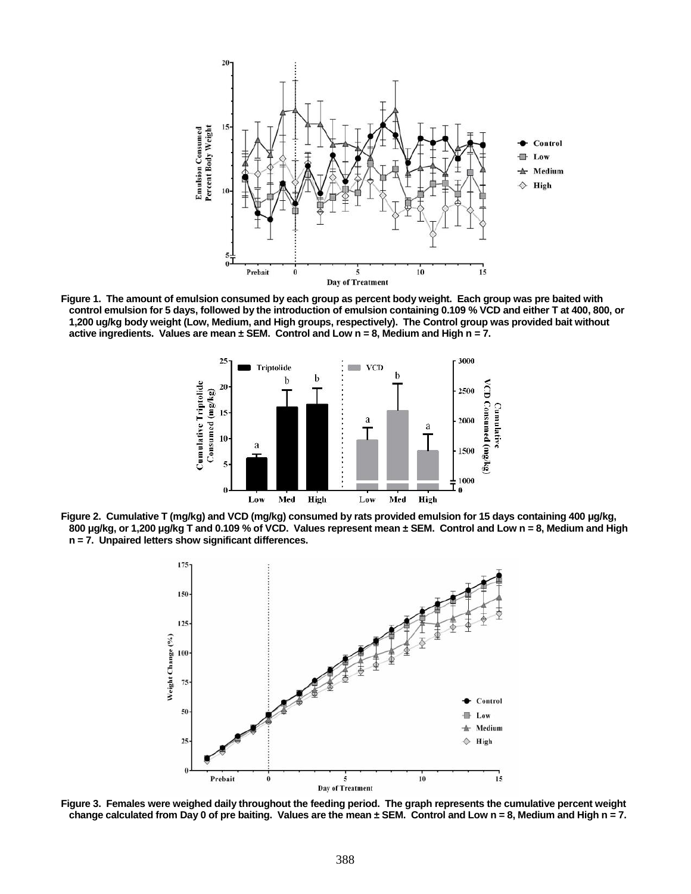**Figure 1. The amount of emulsion consumed by each group as percent body weight. Each group was pre baited with control emulsion for 5 days, followed by the introduction of emulsion containing 0.109 % VCD and either T at 400, 800, or 1,200 ug/kg body weight (Low, Medium, and High groups, respectively). The Control group was provided bait without active ingredients. Values are mean ± SEM. Control and Low n = 8, Medium and High n = 7.**

**Figure 2. Cumulative T (mg/kg) and VCD (mg/kg) consumed by rats provided emulsion for 15 days containing 400 µg/kg, 800 µg/kg, or 1,200 µg/kg T and 0.109 % of VCD. Values represent mean ± SEM. Control and Low n = 8, Medium and High n = 7. Unpaired letters show significant differences.**

**Figure 3. Females were weighed daily throughout the feeding period. The graph represents the cumulative percent weight change calculated from Day 0 of pre baiting. Values are the mean ± SEM. Control and Low n = 8, Medium and High n = 7.**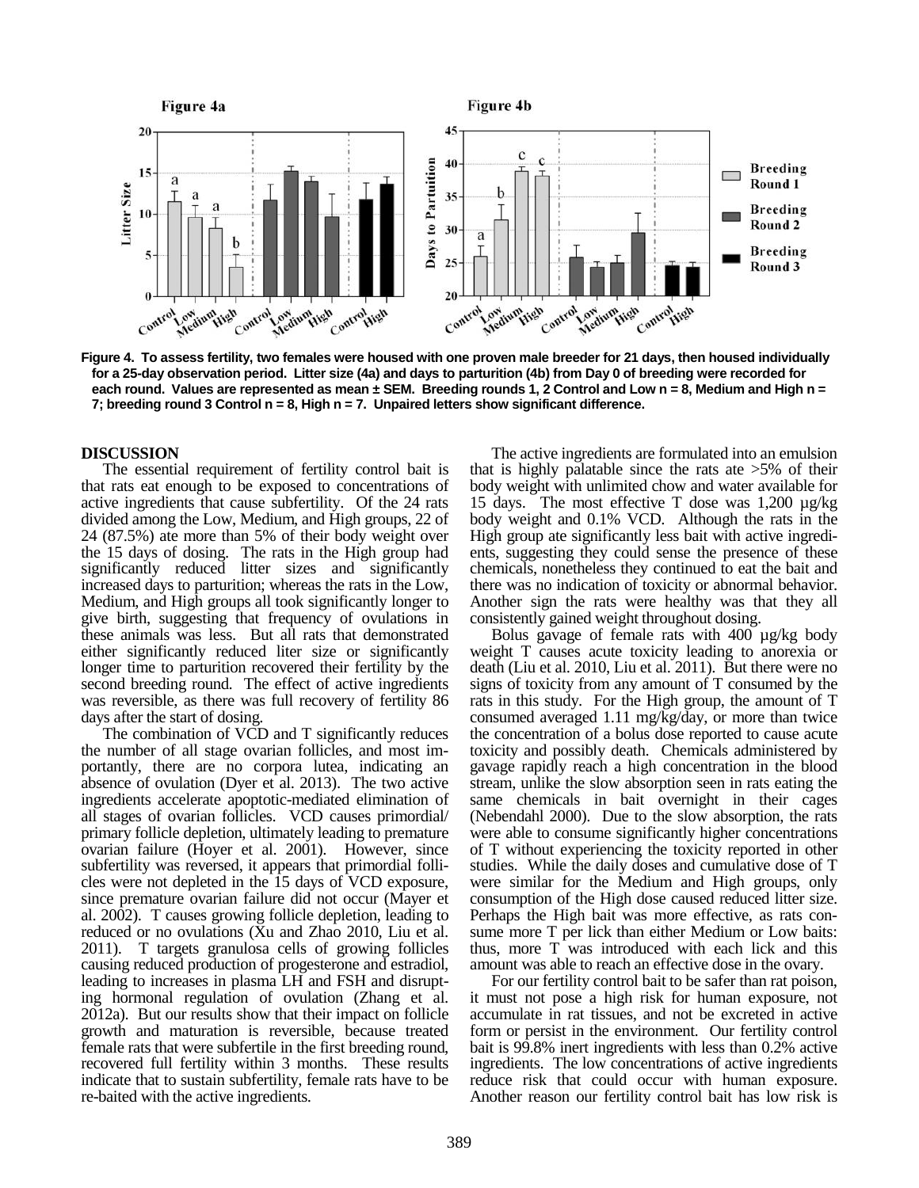**Figure 4. To assess fertility, two females were housed with one proven male breeder for 21 days, then housed individually for a 25-day observation period. Litter size (4a) and days to parturition (4b) from Day 0 of breeding were recorded for each round. Values are represented as mean ± SEM. Breeding rounds 1, 2 Control and Low n = 8, Medium and High n = 7; breeding round 3 Control n = 8, High n = 7. Unpaired letters show significant difference.**

## DISCUSSION

The essential requirement of fertility control bait is that rats eat enough to be exposed to concentrations of active ingredients that cause subfertility. Of the 24 rats divided among the Low, Medium, and High groups, 22 of 24 (87.5%) ate more than 5% of their body weight over the 15 days of dosing. The rats in the High group had significantly reduced litter sizes and significantly increased days to parturition; whereas the rats in the Low, Medium, and High groups all took significantly longer to give birth, suggesting that frequency of ovulations in these animals was less. But all rats that demonstrated either significantly reduced liter size or significantly longer time to parturition recovered their fertility by the second breeding round. The effect of active ingredients was reversible, as there was full recovery of fertility 86 days after the start of dosing.

The combination of VCD and T significantly reduces the number of all stage ovarian follicles, and most importantly, there are no corpora lutea, indicating an absence of ovulation (Dyer et al. 2013). The two active ingredients accelerate apoptotic-mediated elimination of all stages of ovarian follicles. VCD causes primordial/primary follicle depletion, ultimately leading to premature ovarian failure (Hoyer et al. 2001). However, since subfertility was reversed, it appears that primordial follicles were not depleted in the 15 days of VCD exposure, since premature ovarian failure did not occur (Mayer et al. 2002). T causes growing follicle depletion, leading to reduced or no ovulations (Xu and Zhao 2010, Liu et al. 2011). T targets granulosa cells of growing follicles causing reduced production of progesterone and estradiol, leading to increases in plasma LH and FSH and disrupting hormonal regulation of ovulation (Zhang et al. 2012a). But our results show that their impact on follicle growth and maturation is reversible, because treated female rats that were subfertile in the first breeding round, recovered full fertility within 3 months. These results indicate that to sustain subfertility, female rats have to be re-baited with the active ingredients.

The active ingredients are formulated into an emulsion that is highly palatable since the rats ate >5% of their body weight with unlimited chow and water available for 15 days. The most effective T dose was 1,200 µg/kg body weight and 0.1% VCD. Although the rats in the High group ate significantly less bait with active ingredients, suggesting they could sense the presence of these chemicals, nonetheless they continued to eat the bait and there was no indication of toxicity or abnormal behavior. Another sign the rats were healthy was that they all consistently gained weight throughout dosing.

Bolus gavage of female rats with 400 µg/kg body weight T causes acute toxicity leading to anorexia or death (Liu et al. 2010, Liu et al. 2011). But there were no signs of toxicity from any amount of T consumed by the rats in this study. For the High group, the amount of T consumed averaged 1.11 mg/kg/day, or more than twice the concentration of a bolus dose reported to cause acute toxicity and possibly death. Chemicals administered by gavage rapidly reach a high concentration in the blood stream, unlike the slow absorption seen in rats eating the same chemicals in bait overnight in their cages (Nebendahl 2000). Due to the slow absorption, the rats were able to consume significantly higher concentrations of T without experiencing the toxicity reported in other studies. While the daily doses and cumulative dose of T were similar for the Medium and High groups, only consumption of the High dose caused reduced litter size. Perhaps the High bait was more effective, as rats consume more T per lick than either Medium or Low baits: thus, more T was introduced with each lick and this amount was able to reach an effective dose in the ovary.

For our fertility control bait to be safer than rat poison, it must not pose a high risk for human exposure, not accumulate in rat tissues, and not be excreted in active form or persist in the environment. Our fertility control bait is 99.8% inert ingredients with less than 0.2% active ingredients. The low concentrations of active ingredients reduce risk that could occur with human exposure. Another reason our fertility control bait has low risk is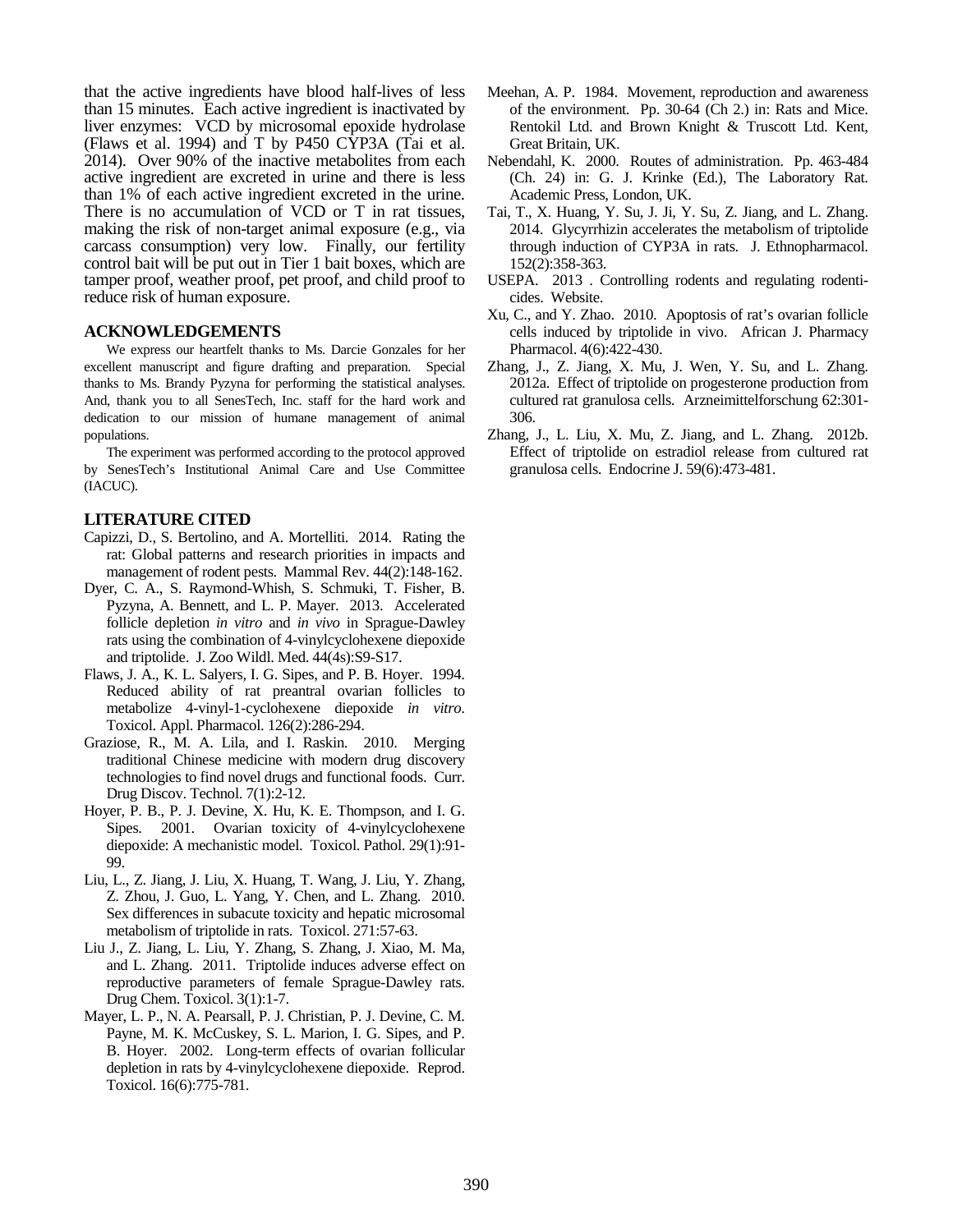that the active ingredients have blood half-lives of less than 15 minutes. Each active ingredient is inactivated by liver enzymes: VCD by microsomal epoxide hydrolase (Flaws et al. 1994) and T by P450 CYP3A (Tai et al. 2014). Over 90% of the inactive metabolites from each active ingredient are excreted in urine and there is less than 1% of each active ingredient excreted in the urine. There is no accumulation of VCD or T in rat tissues, making the risk of non-target animal exposure (e.g., via carcass consumption) very low. Finally, our fertility control bait will be put out in Tier 1 bait boxes, which are tamper proof, weather proof, pet proof, and child proof to reduce risk of human exposure.

## ACKNOWLEDGEMENTS

We express our heartfelt thanks to Ms. Darcie Gonzales for her excellent manuscript and figure drafting and preparation. Special thanks to Ms. Brandy Pyzyna for performing the statistical analyses. And, thank you to all SenesTech, Inc. staff for the hard work and dedication to our mission of humane management of animal populations.

The experiment was performed according to the protocol approved by SenesTech's Institutional Animal Care and Use Committee (IACUC).

## LITERATURE CITED

Capizzi, D., S. Bertolino, and A. Mortelliti. 2014. Rating the rat: Global patterns and research priorities in impacts and management of rodent pests. Mammal Rev. 44(2):148-162.

Dyer, C. A., S. Raymond-Whish, S. Schmuki, T. Fisher, B. Pyzyna, A. Bennett, and L. P. Mayer. 2013. Accelerated follicle depletion *in vitro* and *in vivo* in Sprague-Dawley rats using the combination of 4-vinylcyclohexene diepoxide and triptolide. J. Zoo Wildl. Med. 44(4s):S9-S17.

Flaws, J. A., K. L. Salyers, I. G. Sipes, and P. B. Hoyer. 1994. Reduced ability of rat preantral ovarian follicles to metabolize 4-vinyl-1-cyclohexene diepoxide *in vitro*. Toxicol. Appl. Pharmacol. 126(2):286-294.

Graziose, R., M. A. Lila, and I. Raskin. 2010. Merging traditional Chinese medicine with modern drug discovery technologies to find novel drugs and functional foods. Curr. Drug Discov. Technol. 7(1):2-12.

Hoyer, P. B., P. J. Devine, X. Hu, K. E. Thompson, and I. G. Sipes. 2001. Ovarian toxicity of 4-vinylcyclohexene diepoxide: A mechanistic model. Toxicol. Pathol. 29(1):91-99.

Liu, L., Z. Jiang, J. Liu, X. Huang, T. Wang, J. Liu, Y. Zhang, Z. Zhou, J. Guo, L. Yang, Y. Chen, and L. Zhang. 2010. Sex differences in subacute toxicity and hepatic microsomal metabolism of triptolide in rats. Toxicol. 271:57-63.

Liu J., Z. Jiang, L. Liu, Y. Zhang, S. Zhang, J. Xiao, M. Ma, and L. Zhang. 2011. Triptolide induces adverse effect on reproductive parameters of female Sprague-Dawley rats. Drug Chem. Toxicol. 3(1):1-7.

Mayer, L. P., N. A. Pearsall, P. J. Christian, P. J. Devine, C. M. Payne, M. K. McCuskey, S. L. Marion, I. G. Sipes, and P. B. Hoyer. 2002. Long-term effects of ovarian follicular depletion in rats by 4-vinylcyclohexene diepoxide. Reprod. Toxicol. 16(6):775-781.

Meehan, A. P. 1984. Movement, reproduction and awareness of the environment. Pp. 30-64 (Ch 2.) in: Rats and Mice. Rentokil Ltd. and Brown Knight & Truscott Ltd. Kent, Great Britain, UK.

Nebendahl, K. 2000. Routes of administration. Pp. 463-484 (Ch. 24) in: G. J. Krinke (Ed.), The Laboratory Rat. Academic Press, London, UK.

Tai, T., X. Huang, Y. Su, J. Ji, Y. Su, Z. Jiang, and L. Zhang. 2014. Glycyrrhizin accelerates the metabolism of triptolide through induction of CYP3A in rats. J. Ethnopharmacol. 152(2):358-363.

USEPA. 2013 . Controlling rodents and regulating rodenticides. Website.

Xu, C., and Y. Zhao. 2010. Apoptosis of rat's ovarian follicle cells induced by triptolide in vivo. African J. Pharmacy Pharmacol. 4(6):422-430.

Zhang, J., Z. Jiang, X. Mu, J. Wen, Y. Su, and L. Zhang. 2012a. Effect of triptolide on progesterone production from cultured rat granulosa cells. Arzneimittelforschung 62:301-306.

Zhang, J., L. Liu, X. Mu, Z. Jiang, and L. Zhang. 2012b. Effect of triptolide on estradiol release from cultured rat granulosa cells. Endocrine J. 59(6):473-481.